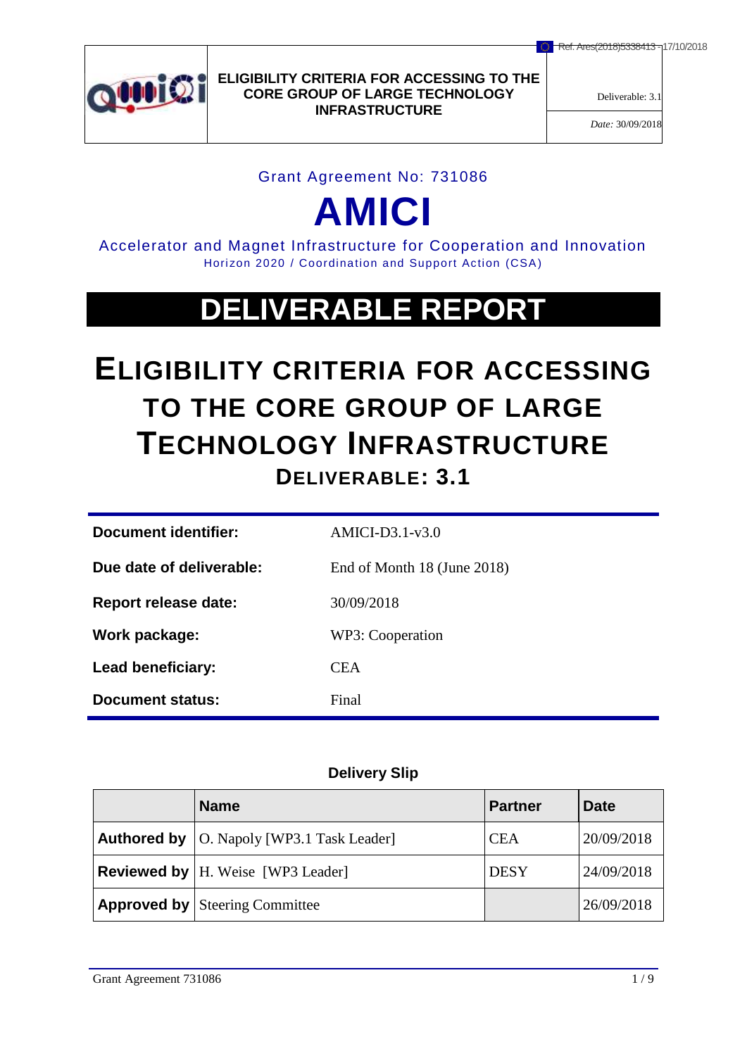Ref. Ares(2018)5338413 - 17/10/2018

| | ELIGIBILITY CRITERIA FOR ACCESSING TO THE CORE GROUP OF LARGE TECHNOLOGY INFRASTRUCTURE | Deliverable: 3.1 |
|---|---|---|
| | | *Date:* 30/09/2018 |

Grant Agreement No: 731086

# AMICI

Accelerator and Magnet Infrastructure for Cooperation and Innovation

Horizon 2020 / Coordination and Support Action (CSA)

# DELIVERABLE REPORT

# ELIGIBILITY CRITERIA FOR ACCESSING TO THE CORE GROUP OF LARGE TECHNOLOGY INFRASTRUCTURE

## DELIVERABLE: 3.1

| | |
|---|---|
| **Document identifier:** | AMICI-D3.1-v3.0 |
| **Due date of deliverable:** | End of Month 18 (June 2018) |
| **Report release date:** | 30/09/2018 |
| **Work package:** | WP3: Cooperation |
| **Lead beneficiary:** | CEA |
| **Document status:** | Final |

**Delivery Slip**

| | Name | Partner | Date |
|---|---|---|---|
| **Authored by** | O. Napoly [WP3.1 Task Leader] | CEA | 20/09/2018 |
| **Reviewed by** | H. Weise [WP3 Leader] | DESY | 24/09/2018 |
| **Approved by** | Steering Committee | | 26/09/2018 |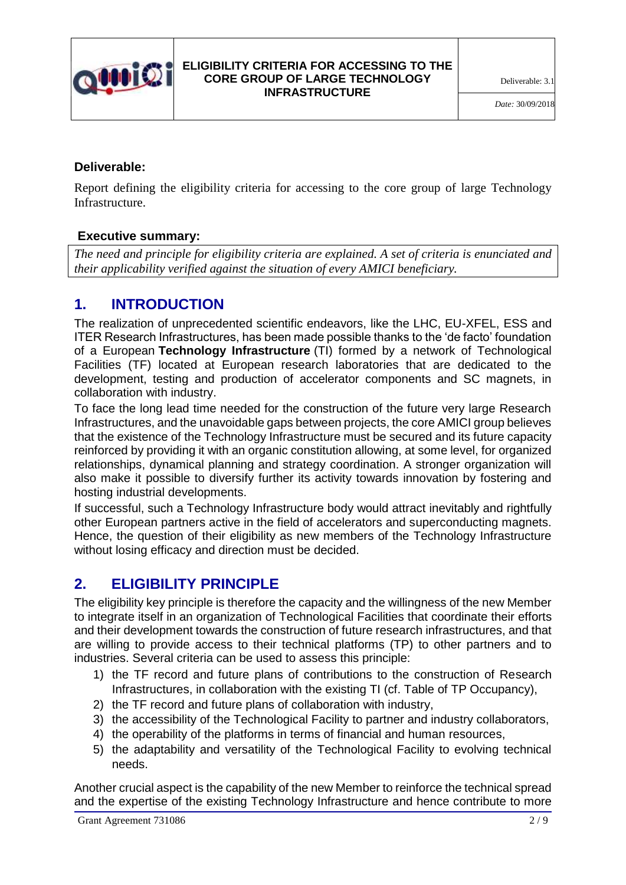**Deliverable:**

Report defining the eligibility criteria for accessing to the core group of large Technology Infrastructure.

**Executive summary:**

*The need and principle for eligibility criteria are explained. A set of criteria is enunciated and their applicability verified against the situation of every AMICI beneficiary.*

# 1. INTRODUCTION

The realization of unprecedented scientific endeavors, like the LHC, EU-XFEL, ESS and ITER Research Infrastructures, has been made possible thanks to the 'de facto' foundation of a European **Technology Infrastructure** (TI) formed by a network of Technological Facilities (TF) located at European research laboratories that are dedicated to the development, testing and production of accelerator components and SC magnets, in collaboration with industry.

To face the long lead time needed for the construction of the future very large Research Infrastructures, and the unavoidable gaps between projects, the core AMICI group believes that the existence of the Technology Infrastructure must be secured and its future capacity reinforced by providing it with an organic constitution allowing, at some level, for organized relationships, dynamical planning and strategy coordination. A stronger organization will also make it possible to diversify further its activity towards innovation by fostering and hosting industrial developments.

If successful, such a Technology Infrastructure body would attract inevitably and rightfully other European partners active in the field of accelerators and superconducting magnets. Hence, the question of their eligibility as new members of the Technology Infrastructure without losing efficacy and direction must be decided.

# 2. ELIGIBILITY PRINCIPLE

The eligibility key principle is therefore the capacity and the willingness of the new Member to integrate itself in an organization of Technological Facilities that coordinate their efforts and their development towards the construction of future research infrastructures, and that are willing to provide access to their technical platforms (TP) to other partners and to industries. Several criteria can be used to assess this principle:

1) the TF record and future plans of contributions to the construction of Research Infrastructures, in collaboration with the existing TI (cf. Table of TP Occupancy),
2) the TF record and future plans of collaboration with industry,
3) the accessibility of the Technological Facility to partner and industry collaborators,
4) the operability of the platforms in terms of financial and human resources,
5) the adaptability and versatility of the Technological Facility to evolving technical needs.

Another crucial aspect is the capability of the new Member to reinforce the technical spread and the expertise of the existing Technology Infrastructure and hence contribute to more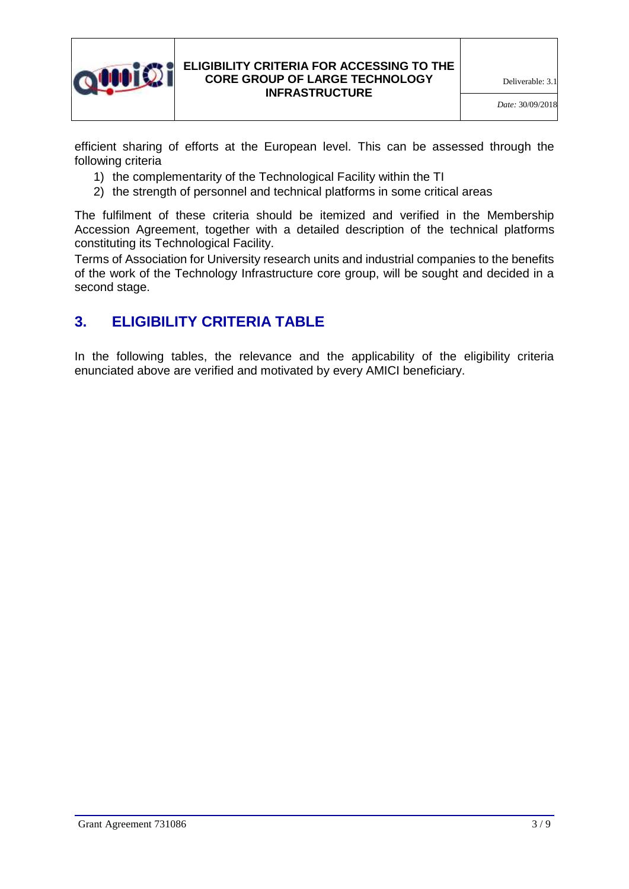efficient sharing of efforts at the European level. This can be assessed through the following criteria

1) the complementarity of the Technological Facility within the TI
2) the strength of personnel and technical platforms in some critical areas

The fulfilment of these criteria should be itemized and verified in the Membership Accession Agreement, together with a detailed description of the technical platforms constituting its Technological Facility.

Terms of Association for University research units and industrial companies to the benefits of the work of the Technology Infrastructure core group, will be sought and decided in a second stage.

## 3. ELIGIBILITY CRITERIA TABLE

In the following tables, the relevance and the applicability of the eligibility criteria enunciated above are verified and motivated by every AMICI beneficiary.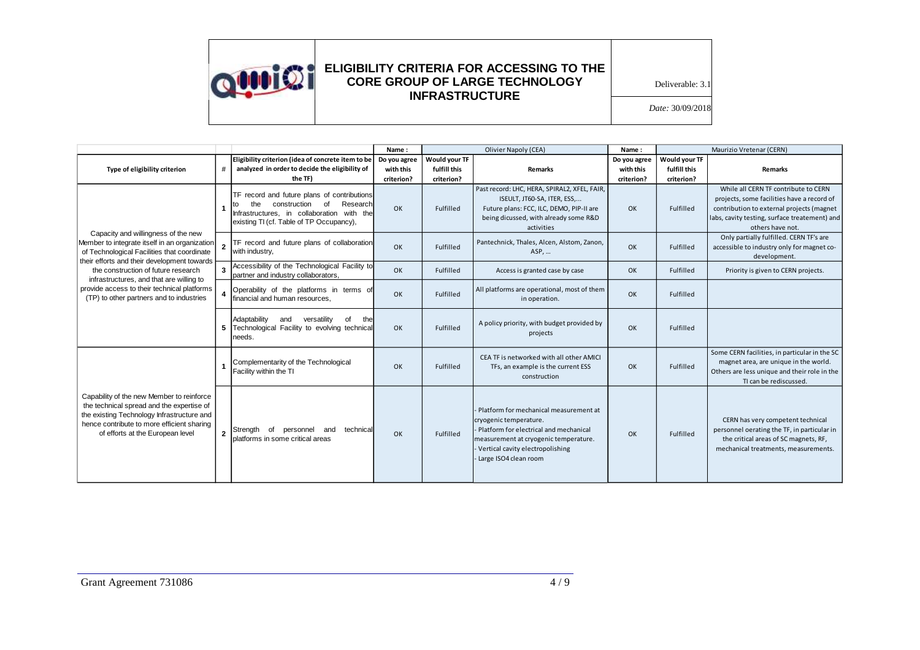# ELIGIBILITY CRITERIA FOR ACCESSING TO THE CORE GROUP OF LARGE TECHNOLOGY INFRASTRUCTURE

Deliverable: 3.1

*Date:* 30/09/2018

| | | | Name : | Olivier Napoly (CEA) | | Name : | Maurizio Vretenar (CERN) | |
|---|---|---|---|---|---|---|---|---|
| **Type of eligibility criterion** | **#** | **Eligibility criterion (idea of concrete item to be analyzed in order to decide the eligibility of the TF)** | **Do you agree with this criterion?** | **Would your TF fulfill this criterion?** | **Remarks** | **Do you agree with this criterion?** | **Would your TF fulfill this criterion?** | **Remarks** |
| Capacity and willingness of the new Member to integrate itself in an organization of Technological Facilities that coordinate their efforts and their development towards the construction of future research infrastructures, and that are willing to provide access to their technical platforms (TP) to other partners and to industries | 1 | TF record and future plans of contributions to the construction of Research Infrastructures, in collaboration with the existing TI (cf. Table of TP Occupancy), | OK | Fulfilled | Past record: LHC, HERA, SPIRAL2, XFEL, FAIR, ISEULT, JT60-SA, ITER, ESS,… Future plans: FCC, ILC, DEMO, PIP-II are being dicussed, with already some R&D activities | OK | Fulfilled | While all CERN TF contribute to CERN projects, some facilities have a record of contribution to external projects (magnet labs, cavity testing, surface treatement) and others have not. |
| | 2 | TF record and future plans of collaboration with industry, | OK | Fulfilled | Pantechnick, Thales, Alcen, Alstom, Zanon, ASP, … | OK | Fulfilled | Only partially fulfilled. CERN TF's are accessible to industry only for magnet co-development. |
| | 3 | Accessibility of the Technological Facility to partner and industry collaborators, | OK | Fulfilled | Access is granted case by case | OK | Fulfilled | Priority is given to CERN projects. |
| | 4 | Operability of the platforms in terms of financial and human resources, | OK | Fulfilled | All platforms are operational, most of them in operation. | OK | Fulfilled | |
| | 5 | Adaptability and versatility of the Technological Facility to evolving technical needs. | OK | Fulfilled | A policy priority, with budget provided by projects | OK | Fulfilled | |
| Capability of the new Member to reinforce the technical spread and the expertise of the existing Technology Infrastructure and hence contribute to more efficient sharing of efforts at the European level | 1 | Complementarity of the Technological Facility within the TI | OK | Fulfilled | CEA TF is networked with all other AMICI TFs, an example is the current ESS construction | OK | Fulfilled | Some CERN facilities, in particular in the SC magnet area, are unique in the world. Others are less unique and their role in the TI can be rediscussed. |
| | 2 | Strength of personnel and technical platforms in some critical areas | OK | Fulfilled | - Platform for mechanical measurement at cryogenic temperature.<br>- Platform for electrical and mechanical measurement at cryogenic temperature.<br>- Vertical cavity electropolishing<br>- Large ISO4 clean room | OK | Fulfilled | CERN has very competent technical personnel oerating the TF, in particular in the critical areas of SC magnets, RF, mechanical treatments, measurements. |

Grant Agreement 731086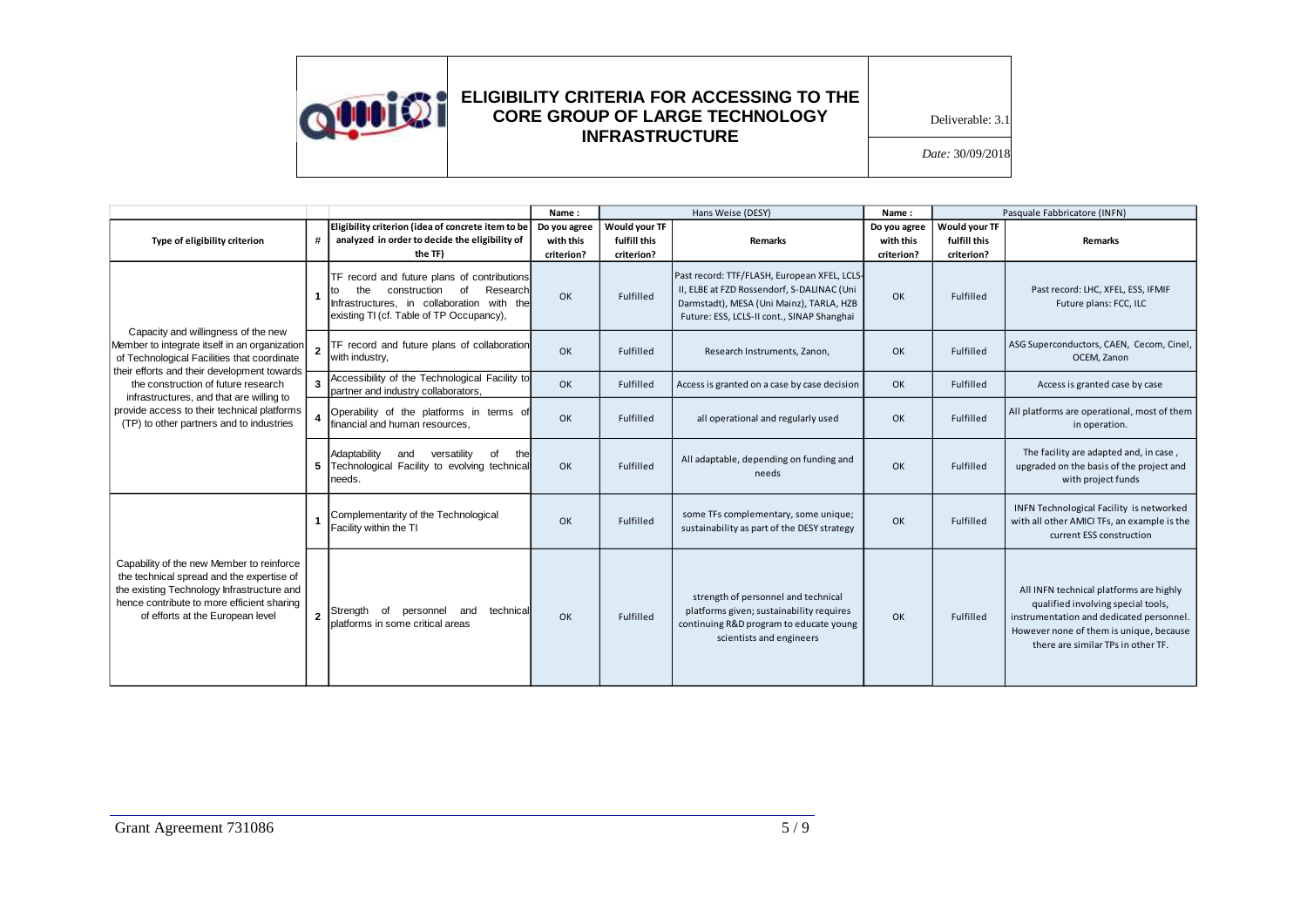| | | | Name : | Hans Weise (DESY) | | Name : | Pasquale Fabbricatore (INFN) | |
|---|---|---|---|---|---|---|---|---|
| **Type of eligibility criterion** | **#** | **Eligibility criterion (idea of concrete item to be analyzed in order to decide the eligibility of the TF)** | **Do you agree with this criterion?** | **Would your TF fulfill this criterion?** | **Remarks** | **Do you agree with this criterion?** | **Would your TF fulfill this criterion?** | **Remarks** |
| Capacity and willingness of the new Member to integrate itself in an organization of Technological Facilities that coordinate their efforts and their development towards the construction of future research infrastructures, and that are willing to provide access to their technical platforms (TP) to other partners and to industries | 1 | TF record and future plans of contributions to the construction of Research Infrastructures, in collaboration with the existing TI (cf. Table of TP Occupancy), | OK | Fulfilled | Past record: TTF/FLASH, European XFEL, LCLS-II, ELBE at FZD Rossendorf, S-DALINAC (Uni Darmstadt), MESA (Uni Mainz), TARLA, HZB Future: ESS, LCLS-II cont., SINAP Shanghai | OK | Fulfilled | Past record: LHC, XFEL, ESS, IFMIF Future plans: FCC, ILC |
| | 2 | TF record and future plans of collaboration with industry, | OK | Fulfilled | Research Instruments, Zanon, | OK | Fulfilled | ASG Superconductors, CAEN, Cecom, Cinel, OCEM, Zanon |
| | 3 | Accessibility of the Technological Facility to partner and industry collaborators, | OK | Fulfilled | Access is granted on a case by case decision | OK | Fulfilled | Access is granted case by case |
| | 4 | Operability of the platforms in terms of financial and human resources, | OK | Fulfilled | all operational and regularly used | OK | Fulfilled | All platforms are operational, most of them in operation. |
| | 5 | Adaptability and versatility of the Technological Facility to evolving technical needs. | OK | Fulfilled | All adaptable, depending on funding and needs | OK | Fulfilled | The facility are adapted and, in case , upgraded on the basis of the project and with project funds |
| Capability of the new Member to reinforce the technical spread and the expertise of the existing Technology Infrastructure and hence contribute to more efficient sharing of efforts at the European level | 1 | Complementarity of the Technological Facility within the TI | OK | Fulfilled | some TFs complementary, some unique; sustainability as part of the DESY strategy | OK | Fulfilled | INFN Technological Facility is networked with all other AMICI TFs, an example is the current ESS construction |
| | 2 | Strength of personnel and technical platforms in some critical areas | OK | Fulfilled | strength of personnel and technical platforms given; sustainability requires continuing R&D program to educate young scientists and engineers | OK | Fulfilled | All INFN technical platforms are highly qualified involving special tools, instrumentation and dedicated personnel. However none of them is unique, because there are similar TPs in other TF. |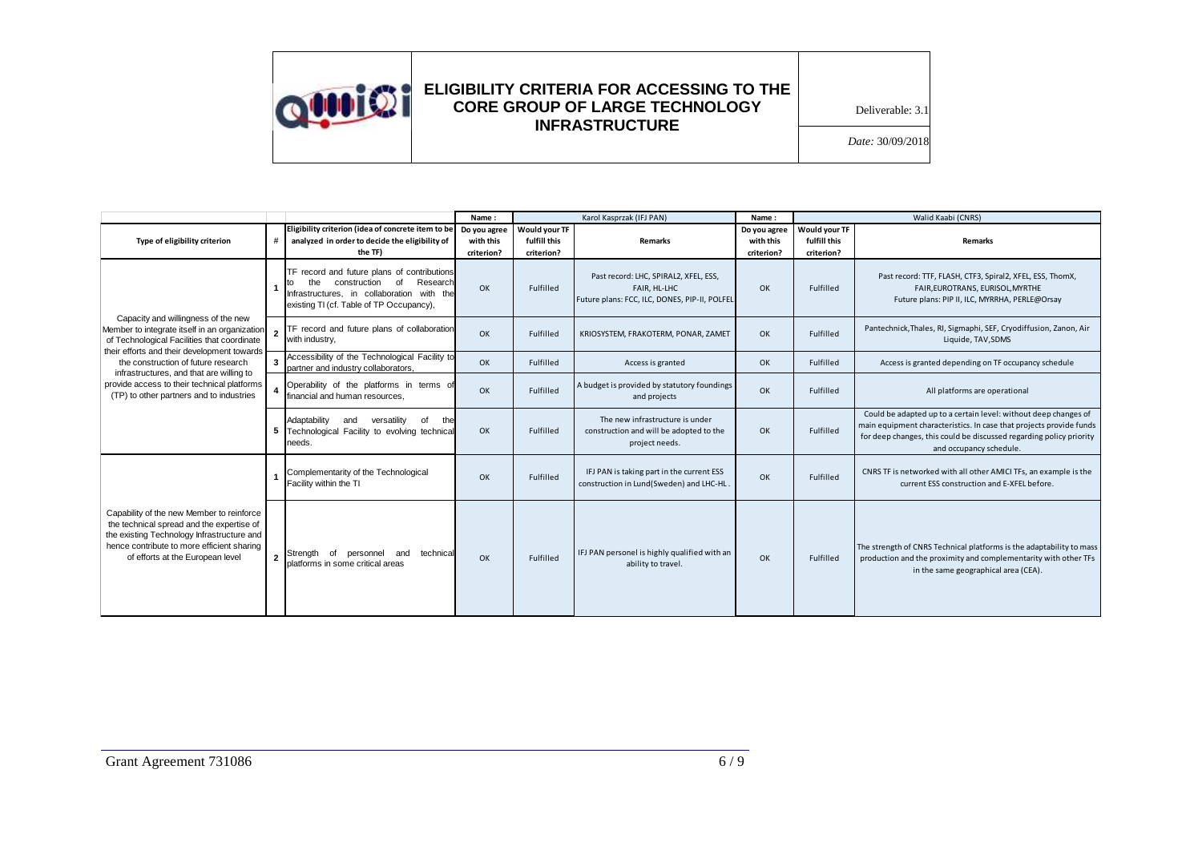| Type of eligibility criterion | # | Eligibility criterion (idea of concrete item to be analyzed in order to decide the eligibility of the TF) | Name : Karol Kasprzak (IFJ PAN) Do you agree with this criterion? | Would your TF fulfill this criterion? | Remarks | Name : Walid Kaabi (CNRS) Do you agree with this criterion? | Would your TF fulfill this criterion? | Remarks |
|---|---|---|---|---|---|---|---|---|
| Capacity and willingness of the new Member to integrate itself in an organization of Technological Facilities that coordinate their efforts and their development towards the construction of future research infrastructures, and that are willing to provide access to their technical platforms (TP) to other partners and to industries | 1 | TF record and future plans of contributions to the construction of Research Infrastructures, in collaboration with the existing TI (cf. Table of TP Occupancy), | OK | Fulfilled | Past record: LHC, SPIRAL2, XFEL, ESS, FAIR, HL-LHC<br>Future plans: FCC, ILC, DONES, PIP-II, POLFEL | OK | Fulfilled | Past record: TTF, FLASH, CTF3, Spiral2, XFEL, ESS, ThomX, FAIR,EUROTRANS, EURISOL,MYRTHE<br>Future plans: PIP II, ILC, MYRRHA, PERLE@Orsay |
| | 2 | TF record and future plans of collaboration with industry, | OK | Fulfilled | KRIOSYSTEM, FRAKOTERM, PONAR, ZAMET | OK | Fulfilled | Pantechnick,Thales, RI, Sigmaphi, SEF, Cryodiffusion, Zanon, Air Liquide, TAV,SDMS |
| | 3 | Accessibility of the Technological Facility to partner and industry collaborators, | OK | Fulfilled | Access is granted | OK | Fulfilled | Access is granted depending on TF occupancy schedule |
| | 4 | Operability of the platforms in terms of financial and human resources, | OK | Fulfilled | A budget is provided by statutory foundings and projects | OK | Fulfilled | All platforms are operational |
| | 5 | Adaptability and versatility of the Technological Facility to evolving technical needs. | OK | Fulfilled | The new infrastructure is under construction and will be adopted to the project needs. | OK | Fulfilled | Could be adapted up to a certain level: without deep changes of main equipment characteristics. In case that projects provide funds for deep changes, this could be discussed regarding policy priority and occupancy schedule. |
| Capability of the new Member to reinforce the technical spread and the expertise of the existing Technology Infrastructure and hence contribute to more efficient sharing of efforts at the European level | 1 | Complementarity of the Technological Facility within the TI | OK | Fulfilled | IFJ PAN is taking part in the current ESS construction in Lund(Sweden) and LHC-HL . | OK | Fulfilled | CNRS TF is networked with all other AMICI TFs, an example is the current ESS construction and E-XFEL before. |
| | 2 | Strength of personnel and technical platforms in some critical areas | OK | Fulfilled | IFJ PAN personel is highly qualified with an ability to travel. | OK | Fulfilled | The strength of CNRS Technical platforms is the adaptability to mass production and the proximity and complementarity with other TFs in the same geographical area (CEA). |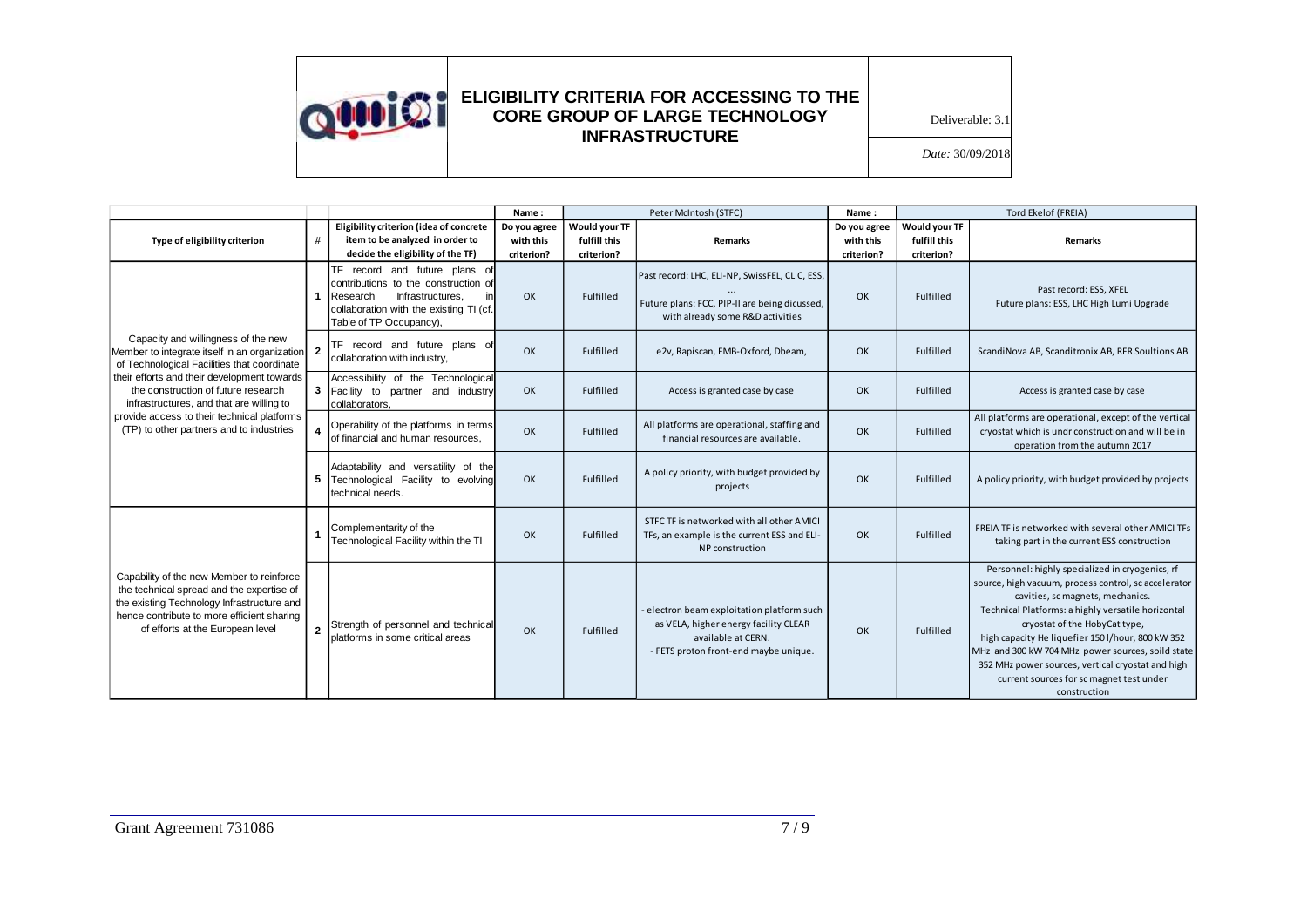| | | | Name : | Peter McIntosh (STFC) | | | Name : | Tord Ekelof (FREIA) | | |
|---|---|---|---|---|---|---|---|---|---|---|
| **Type of eligibility criterion** | **#** | **Eligibility criterion (idea of concrete item to be analyzed in order to decide the eligibility of the TF)** | **Do you agree with this criterion?** | **Would your TF fulfill this criterion?** | **Remarks** | | **Do you agree with this criterion?** | **Would your TF fulfill this criterion?** | **Remarks** | |
| Capacity and willingness of the new Member to integrate itself in an organization of Technological Facilities that coordinate their efforts and their development towards the construction of future research infrastructures, and that are willing to provide access to their technical platforms (TP) to other partners and to industries | 1 | TF record and future plans of contributions to the construction of Research Infrastructures, in collaboration with the existing TI (cf. Table of TP Occupancy), | OK | Fulfilled | Past record: LHC, ELI-NP, SwissFEL, CLIC, ESS, … Future plans: FCC, PIP-II are being dicussed, with already some R&D activities | | OK | Fulfilled | Past record: ESS, XFEL Future plans: ESS, LHC High Lumi Upgrade | |
| | 2 | TF record and future plans of collaboration with industry, | OK | Fulfilled | e2v, Rapiscan, FMB-Oxford, Dbeam, | | OK | Fulfilled | ScandiNova AB, Scanditronix AB, RFR Soultions AB | |
| | 3 | Accessibility of the Technological Facility to partner and industry collaborators, | OK | Fulfilled | Access is granted case by case | | OK | Fulfilled | Access is granted case by case | |
| | 4 | Operability of the platforms in terms of financial and human resources, | OK | Fulfilled | All platforms are operational, staffing and financial resources are available. | | OK | Fulfilled | All platforms are operational, except of the vertical cryostat which is undr construction and will be in operation from the autumn 2017 | |
| | 5 | Adaptability and versatility of the Technological Facility to evolving technical needs. | OK | Fulfilled | A policy priority, with budget provided by projects | | OK | Fulfilled | A policy priority, with budget provided by projects | |
| Capability of the new Member to reinforce the technical spread and the expertise of the existing Technology Infrastructure and hence contribute to more efficient sharing of efforts at the European level | 1 | Complementarity of the Technological Facility within the TI | OK | Fulfilled | STFC TF is networked with all other AMICI TFs, an example is the current ESS and ELI-NP construction | | OK | Fulfilled | FREIA TF is networked with several other AMICI TFs taking part in the current ESS construction | |
| | 2 | Strength of personnel and technical platforms in some critical areas | OK | Fulfilled | - electron beam exploitation platform such as VELA, higher energy facility CLEAR available at CERN. - FETS proton front-end maybe unique. | | OK | Fulfilled | Personnel: highly specialized in cryogenics, rf source, high vacuum, process control, sc accelerator cavities, sc magnets, mechanics. Technical Platforms: a highly versatile horizontal cryostat of the HobyCat type, high capacity He liquefier 150 l/hour, 800 kW 352 MHz and 300 kW 704 MHz power sources, soild state 352 MHz power sources, vertical cryostat and high current sources for sc magnet test under construction | |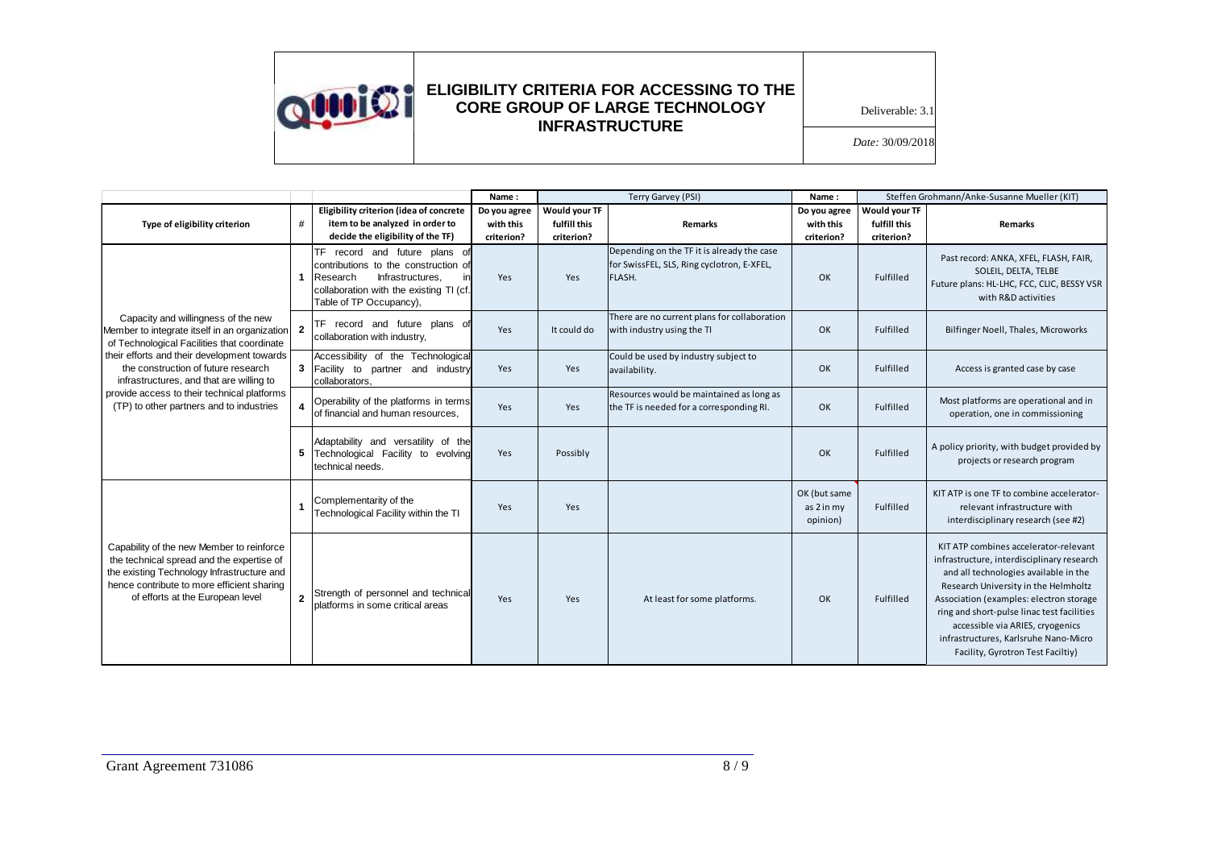| Type of eligibility criterion | # | Eligibility criterion (idea of concrete item to be analyzed in order to decide the eligibility of the TF) | Name : Do you agree with this criterion? | Terry Garvey (PSI) Would your TF fulfill this criterion? | Remarks | Name : Do you agree with this criterion? | Steffen Grohmann/Anke-Susanne Mueller (KIT) Would your TF fulfill this criterion? | Remarks |
|---|---|---|---|---|---|---|---|---|
| Capacity and willingness of the new Member to integrate itself in an organization of Technological Facilities that coordinate their efforts and their development towards the construction of future research infrastructures, and that are willing to provide access to their technical platforms (TP) to other partners and to industries | 1 | TF record and future plans of contributions to the construction of Research Infrastructures, in collaboration with the existing TI (cf. Table of TP Occupancy), | Yes | Yes | Depending on the TF it is already the case for SwissFEL, SLS, Ring cyclotron, E-XFEL, FLASH. | OK | Fulfilled | Past record: ANKA, XFEL, FLASH, FAIR, SOLEIL, DELTA, TELBE Future plans: HL-LHC, FCC, CLIC, BESSY VSR with R&D activities |
| | 2 | TF record and future plans of collaboration with industry, | Yes | It could do | There are no current plans for collaboration with industry using the TI | OK | Fulfilled | Bilfinger Noell, Thales, Microworks |
| | 3 | Accessibility of the Technological Facility to partner and industry collaborators, | Yes | Yes | Could be used by industry subject to availability. | OK | Fulfilled | Access is granted case by case |
| | 4 | Operability of the platforms in terms of financial and human resources, | Yes | Yes | Resources would be maintained as long as the TF is needed for a corresponding RI. | OK | Fulfilled | Most platforms are operational and in operation, one in commissioning |
| | 5 | Adaptability and versatility of the Technological Facility to evolving technical needs. | Yes | Possibly | | OK | Fulfilled | A policy priority, with budget provided by projects or research program |
| Capability of the new Member to reinforce the technical spread and the expertise of the existing Technology Infrastructure and hence contribute to more efficient sharing of efforts at the European level | 1 | Complementarity of the Technological Facility within the TI | Yes | Yes | | OK (but same as 2 in my opinion) | Fulfilled | KIT ATP is one TF to combine accelerator-relevant infrastructure with interdisciplinary research (see #2) |
| | 2 | Strength of personnel and technical platforms in some critical areas | Yes | Yes | At least for some platforms. | OK | Fulfilled | KIT ATP combines accelerator-relevant infrastructure, interdisciplinary research and all technologies available in the Research University in the Helmholtz Association (examples: electron storage ring and short-pulse linac test facilities accessible via ARIES, cryogenics infrastructures, Karlsruhe Nano-Micro Facility, Gyrotron Test Faciltiy) |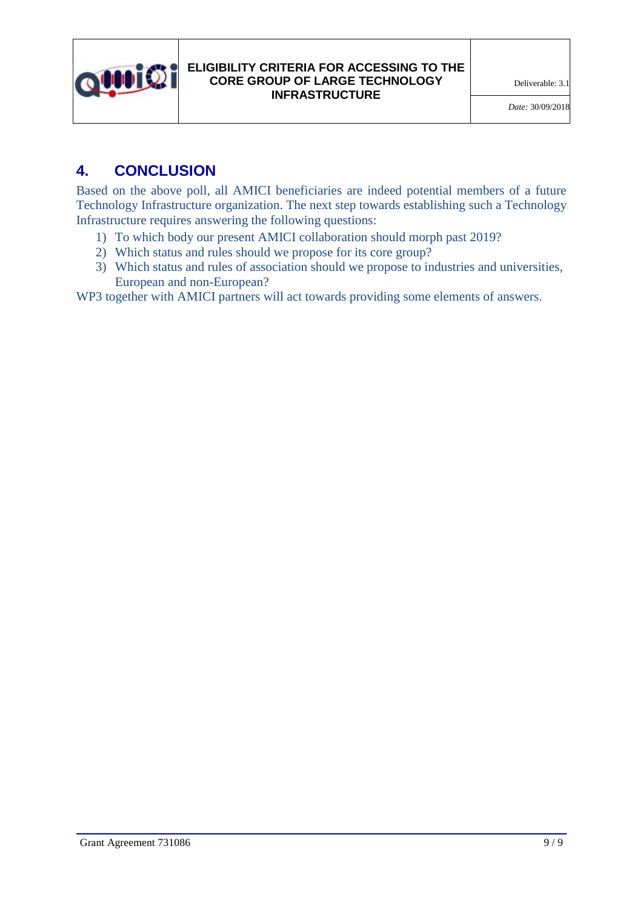## 4. CONCLUSION

Based on the above poll, all AMICI beneficiaries are indeed potential members of a future Technology Infrastructure organization. The next step towards establishing such a Technology Infrastructure requires answering the following questions:

1) To which body our present AMICI collaboration should morph past 2019?
2) Which status and rules should we propose for its core group?
3) Which status and rules of association should we propose to industries and universities, European and non-European?

WP3 together with AMICI partners will act towards providing some elements of answers.